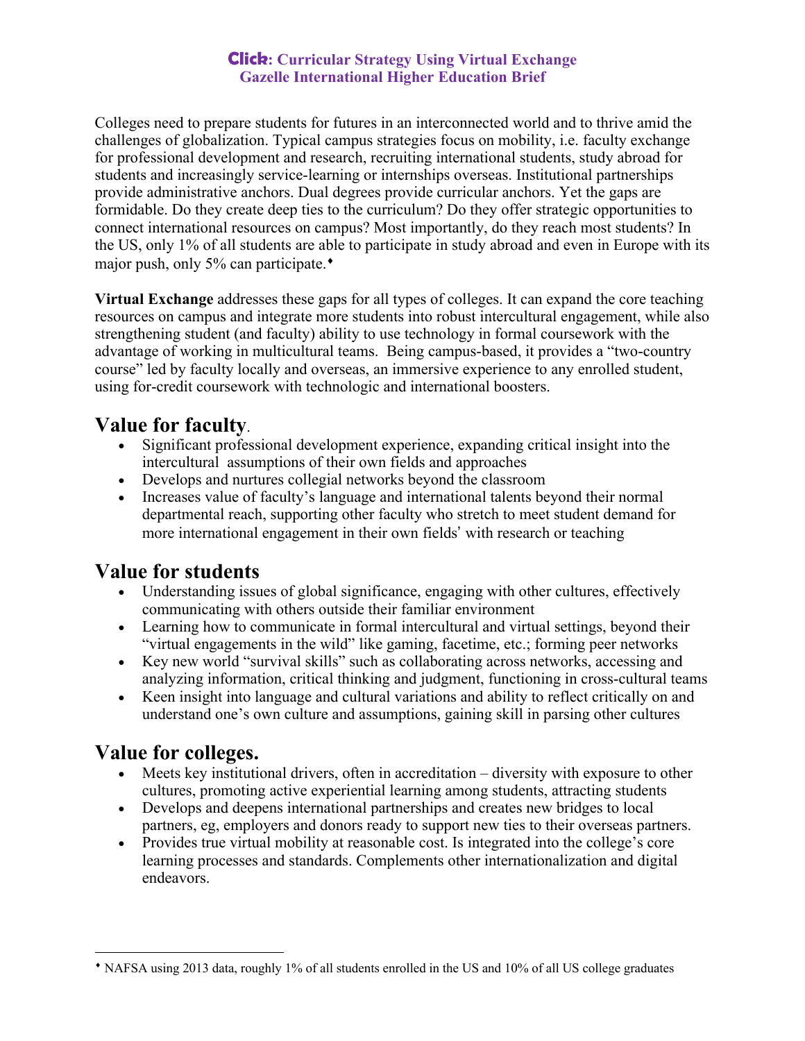# Click: Curricular Strategy Using Virtual Exchange
## Gazelle International Higher Education Brief

Colleges need to prepare students for futures in an interconnected world and to thrive amid the challenges of globalization. Typical campus strategies focus on mobility, i.e. faculty exchange for professional development and research, recruiting international students, study abroad for students and increasingly service-learning or internships overseas. Institutional partnerships provide administrative anchors. Dual degrees provide curricular anchors. Yet the gaps are formidable. Do they create deep ties to the curriculum? Do they offer strategic opportunities to connect international resources on campus? Most importantly, do they reach most students? In the US, only 1% of all students are able to participate in study abroad and even in Europe with its major push, only 5% can participate.[♦]

**Virtual Exchange** addresses these gaps for all types of colleges. It can expand the core teaching resources on campus and integrate more students into robust intercultural engagement, while also strengthening student (and faculty) ability to use technology in formal coursework with the advantage of working in multicultural teams. Being campus-based, it provides a "two-country course" led by faculty locally and overseas, an immersive experience to any enrolled student, using for-credit coursework with technologic and international boosters.

## Value for faculty.

- Significant professional development experience, expanding critical insight into the intercultural assumptions of their own fields and approaches
- Develops and nurtures collegial networks beyond the classroom
- Increases value of faculty's language and international talents beyond their normal departmental reach, supporting other faculty who stretch to meet student demand for more international engagement in their own fields' with research or teaching

## Value for students

- Understanding issues of global significance, engaging with other cultures, effectively communicating with others outside their familiar environment
- Learning how to communicate in formal intercultural and virtual settings, beyond their "virtual engagements in the wild" like gaming, facetime, etc.; forming peer networks
- Key new world "survival skills" such as collaborating across networks, accessing and analyzing information, critical thinking and judgment, functioning in cross-cultural teams
- Keen insight into language and cultural variations and ability to reflect critically on and understand one's own culture and assumptions, gaining skill in parsing other cultures

## Value for colleges.

- Meets key institutional drivers, often in accreditation – diversity with exposure to other cultures, promoting active experiential learning among students, attracting students
- Develops and deepens international partnerships and creates new bridges to local partners, eg, employers and donors ready to support new ties to their overseas partners.
- Provides true virtual mobility at reasonable cost. Is integrated into the college's core learning processes and standards. Complements other internationalization and digital endeavors.

---

[♦] NAFSA using 2013 data, roughly 1% of all students enrolled in the US and 10% of all US college graduates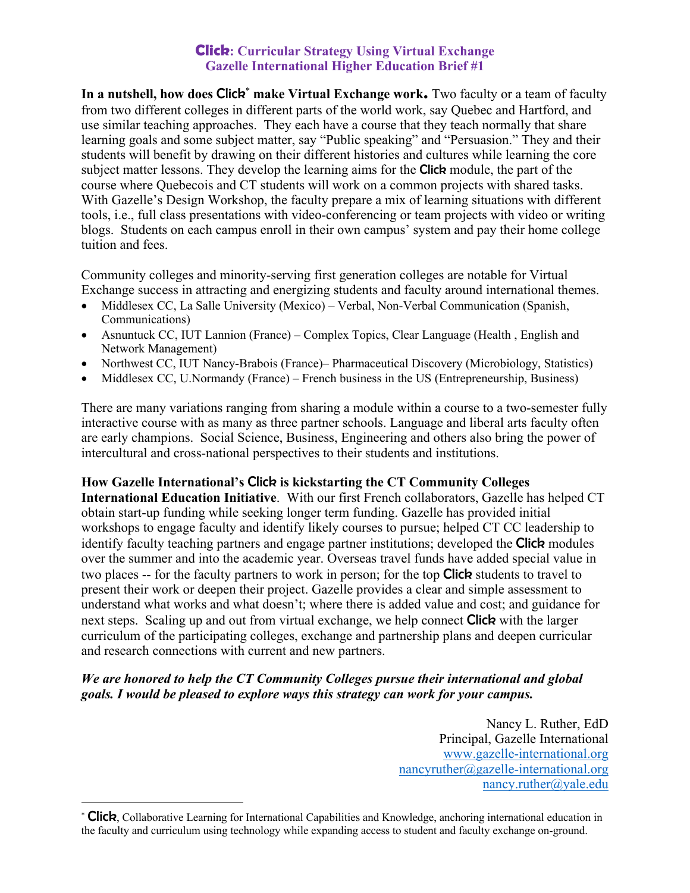# **Click**: Curricular Strategy Using Virtual Exchange
## Gazelle International Higher Education Brief #1

**In a nutshell, how does Click[*] make Virtual Exchange work.** Two faculty or a team of faculty from two different colleges in different parts of the world work, say Quebec and Hartford, and use similar teaching approaches. They each have a course that they teach normally that share learning goals and some subject matter, say "Public speaking" and "Persuasion." They and their students will benefit by drawing on their different histories and cultures while learning the core subject matter lessons. They develop the learning aims for the **Click** module, the part of the course where Quebecois and CT students will work on a common projects with shared tasks. With Gazelle's Design Workshop, the faculty prepare a mix of learning situations with different tools, i.e., full class presentations with video-conferencing or team projects with video or writing blogs. Students on each campus enroll in their own campus' system and pay their home college tuition and fees.

Community colleges and minority-serving first generation colleges are notable for Virtual Exchange success in attracting and energizing students and faculty around international themes.

- Middlesex CC, La Salle University (Mexico) – Verbal, Non-Verbal Communication (Spanish, Communications)
- Asnuntuck CC, IUT Lannion (France) – Complex Topics, Clear Language (Health , English and Network Management)
- Northwest CC, IUT Nancy-Brabois (France)– Pharmaceutical Discovery (Microbiology, Statistics)
- Middlesex CC, U.Normandy (France) – French business in the US (Entrepreneurship, Business)

There are many variations ranging from sharing a module within a course to a two-semester fully interactive course with as many as three partner schools. Language and liberal arts faculty often are early champions. Social Science, Business, Engineering and others also bring the power of intercultural and cross-national perspectives to their students and institutions.

**How Gazelle International's Click is kickstarting the CT Community Colleges International Education Initiative**. With our first French collaborators, Gazelle has helped CT obtain start-up funding while seeking longer term funding. Gazelle has provided initial workshops to engage faculty and identify likely courses to pursue; helped CT CC leadership to identify faculty teaching partners and engage partner institutions; developed the **Click** modules over the summer and into the academic year. Overseas travel funds have added special value in two places -- for the faculty partners to work in person; for the top **Click** students to travel to present their work or deepen their project. Gazelle provides a clear and simple assessment to understand what works and what doesn't; where there is added value and cost; and guidance for next steps. Scaling up and out from virtual exchange, we help connect **Click** with the larger curriculum of the participating colleges, exchange and partnership plans and deepen curricular and research connections with current and new partners.

***We are honored to help the CT Community Colleges pursue their international and global goals. I would be pleased to explore ways this strategy can work for your campus.***

Nancy L. Ruther, EdD
Principal, Gazelle International
www.gazelle-international.org
nancyruther@gazelle-international.org
nancy.ruther@yale.edu

[*] **Click**, Collaborative Learning for International Capabilities and Knowledge, anchoring international education in the faculty and curriculum using technology while expanding access to student and faculty exchange on-ground.